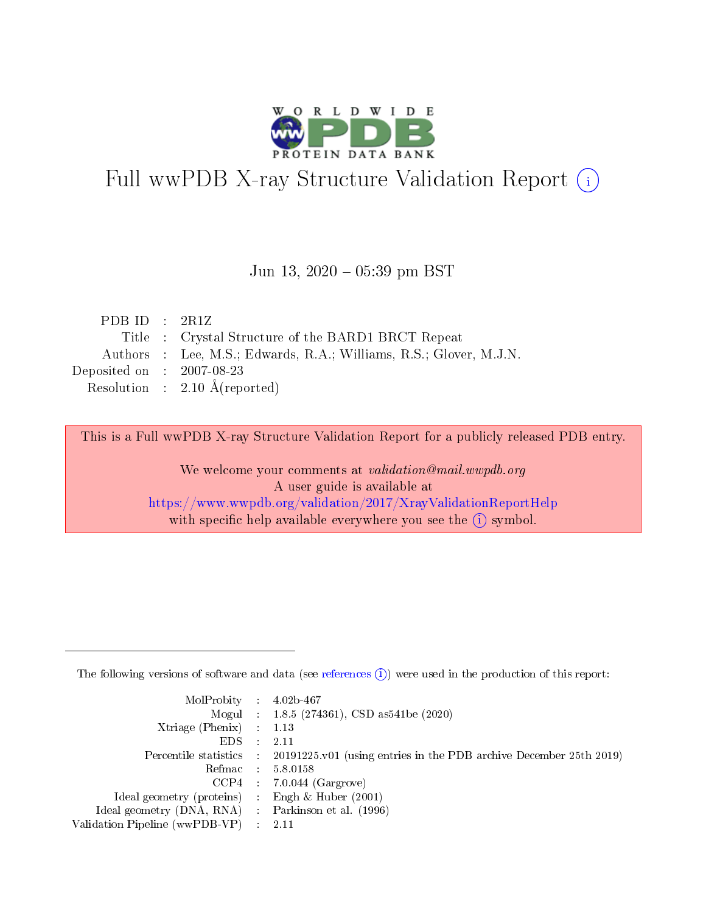# Full wwPDB X-ray Structure Validation Report (i)

Jun 13, 2020 – 05:39 pm BST

| | | |
|---|---|---|
| PDB ID | : | 2R1Z |
| Title | : | Crystal Structure of the BARD1 BRCT Repeat |
| Authors | : | Lee, M.S.; Edwards, R.A.; Williams, R.S.; Glover, M.J.N. |
| Deposited on | : | 2007-08-23 |
| Resolution | : | 2.10 Å(reported) |

This is a Full wwPDB X-ray Structure Validation Report for a publicly released PDB entry.

We welcome your comments at *validation@mail.wwpdb.org*
A user guide is available at
https://www.wwpdb.org/validation/2017/XrayValidationReportHelp
with specific help available everywhere you see the (i) symbol.

---

The following versions of software and data (see references (i)) were used in the production of this report:

| | | |
|---|---|---|
| MolProbity | : | 4.02b-467 |
| Mogul | : | 1.8.5 (274361), CSD as541be (2020) |
| Xtriage (Phenix) | : | 1.13 |
| EDS | : | 2.11 |
| Percentile statistics | : | 20191225.v01 (using entries in the PDB archive December 25th 2019) |
| Refmac | : | 5.8.0158 |
| CCP4 | : | 7.0.044 (Gargrove) |
| Ideal geometry (proteins) | : | Engh & Huber (2001) |
| Ideal geometry (DNA, RNA) | : | Parkinson et al. (1996) |
| Validation Pipeline (wwPDB-VP) | : | 2.11 |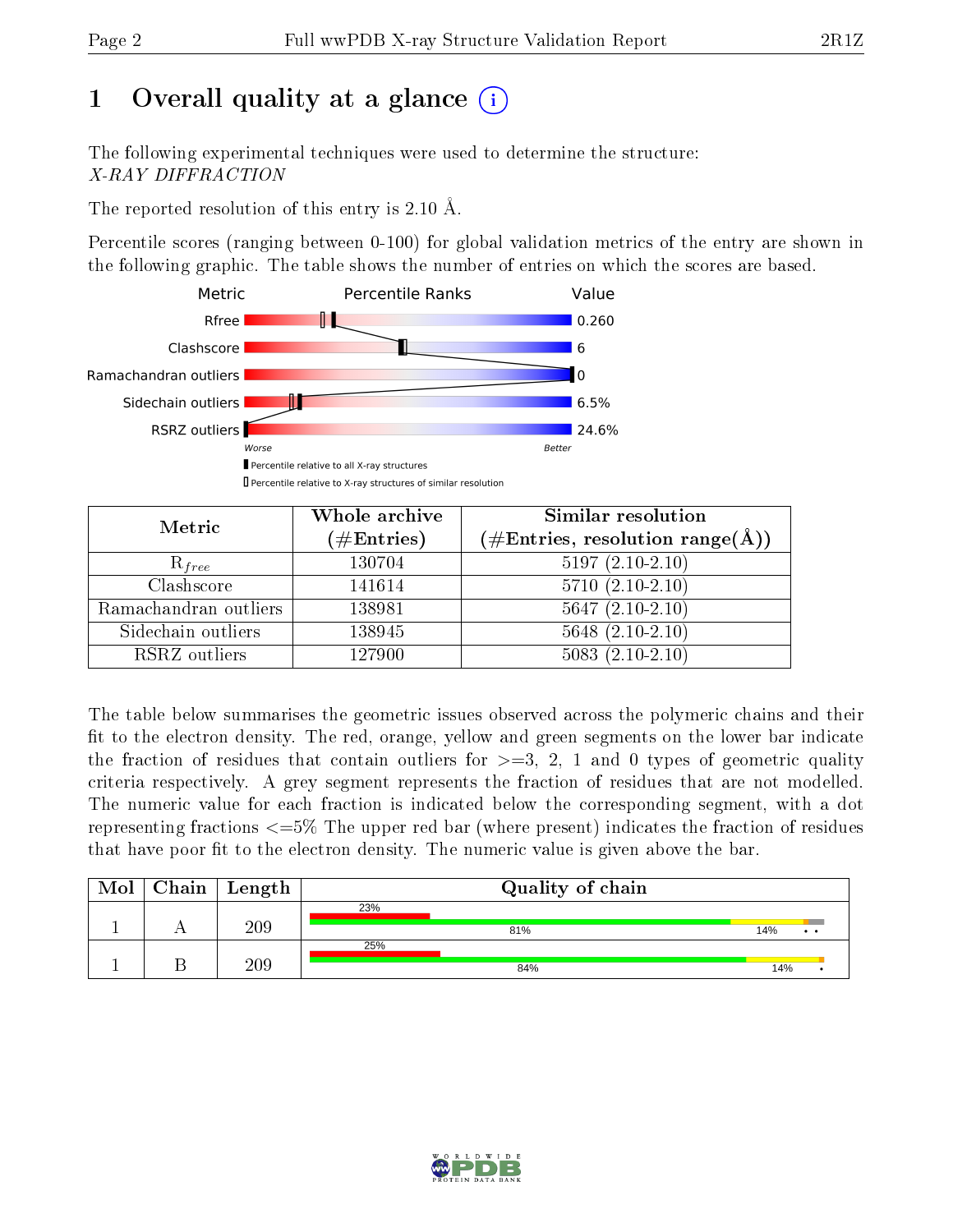# 1 Overall quality at a glance (i)

The following experimental techniques were used to determine the structure:
*X-RAY DIFFRACTION*

The reported resolution of this entry is 2.10 Å.

Percentile scores (ranging between 0-100) for global validation metrics of the entry are shown in the following graphic. The table shows the number of entries on which the scores are based.

| Metric | Value |
|---|---|
| Rfree | 0.260 |
| Clashscore | 6 |
| Ramachandran outliers | 0 |
| Sidechain outliers | 6.5% |
| RSRZ outliers | 24.6% |

Worse — Better

▮ Percentile relative to all X-ray structures
▯ Percentile relative to X-ray structures of similar resolution

| Metric | Whole archive (#Entries) | Similar resolution (#Entries, resolution range(Å)) |
|---|---|---|
| $R_{free}$ | 130704 | 5197 (2.10-2.10) |
| Clashscore | 141614 | 5710 (2.10-2.10) |
| Ramachandran outliers | 138981 | 5647 (2.10-2.10) |
| Sidechain outliers | 138945 | 5648 (2.10-2.10) |
| RSRZ outliers | 127900 | 5083 (2.10-2.10) |

The table below summarises the geometric issues observed across the polymeric chains and their fit to the electron density. The red, orange, yellow and green segments on the lower bar indicate the fraction of residues that contain outliers for >=3, 2, 1 and 0 types of geometric quality criteria respectively. A grey segment represents the fraction of residues that are not modelled. The numeric value for each fraction is indicated below the corresponding segment, with a dot representing fractions <=5% The upper red bar (where present) indicates the fraction of residues that have poor fit to the electron density. The numeric value is given above the bar.

| Mol | Chain | Length | Quality of chain |
|---|---|---|---|
| 1 | A | 209 | 23% (poor fit); 81%, 14%, •, • |
| 1 | B | 209 | 25% (poor fit); 84%, 14%, • |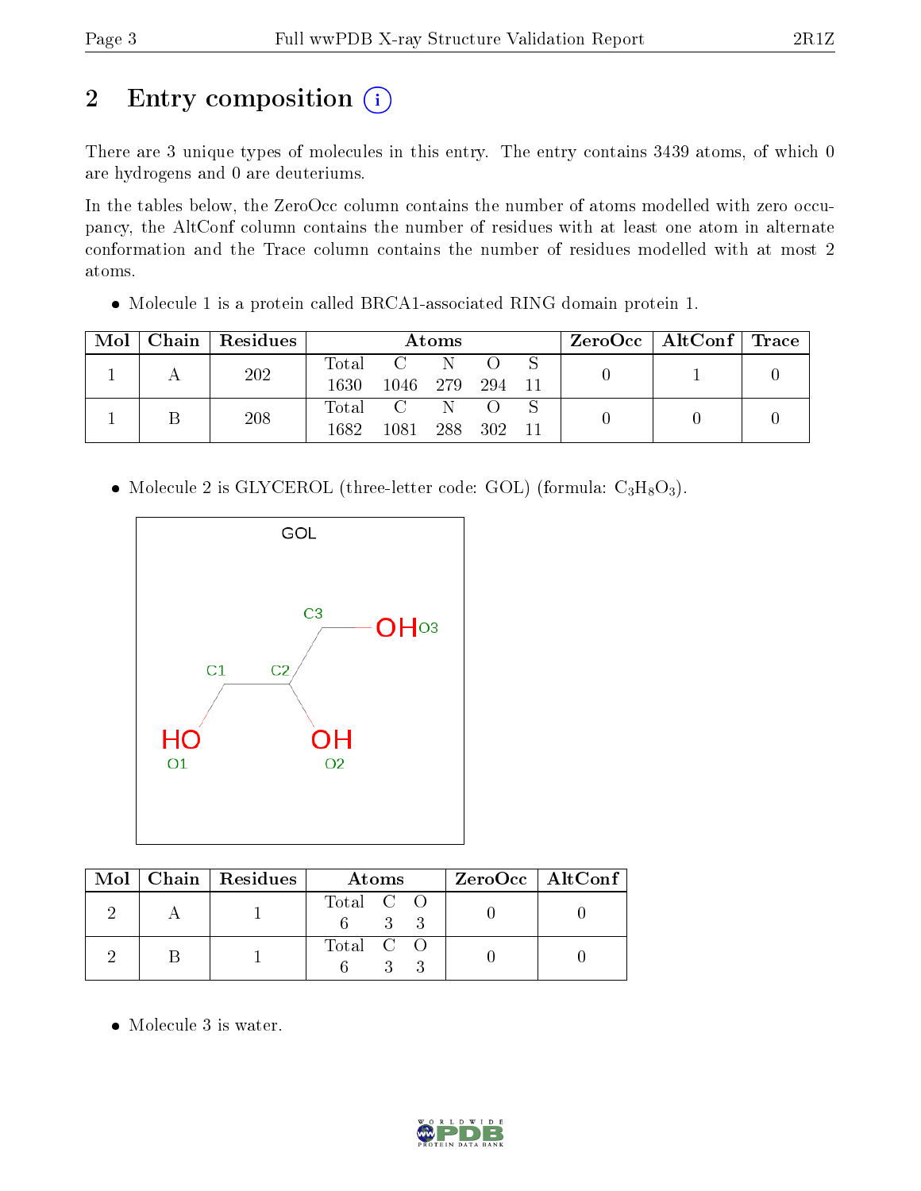# 2 Entry composition

There are 3 unique types of molecules in this entry. The entry contains 3439 atoms, of which 0 are hydrogens and 0 are deuteriums.

In the tables below, the ZeroOcc column contains the number of atoms modelled with zero occupancy, the AltConf column contains the number of residues with at least one atom in alternate conformation and the Trace column contains the number of residues modelled with at most 2 atoms.

- Molecule 1 is a protein called BRCA1-associated RING domain protein 1.

| Mol | Chain | Residues | Atoms | | | | | ZeroOcc | AltConf | Trace |
|---|---|---|---|---|---|---|---|---|---|---|
| 1 | A | 202 | Total 1630 | C 1046 | N 279 | O 294 | S 11 | 0 | 1 | 0 |
| 1 | B | 208 | Total 1682 | C 1081 | N 288 | O 302 | S 11 | 0 | 0 | 0 |

- Molecule 2 is GLYCEROL (three-letter code: GOL) (formula: $C_3H_8O_3$).

| Mol | Chain | Residues | Atoms | | | ZeroOcc | AltConf |
|---|---|---|---|---|---|---|---|
| 2 | A | 1 | Total 6 | C 3 | O 3 | 0 | 0 |
| 2 | B | 1 | Total 6 | C 3 | O 3 | 0 | 0 |

- Molecule 3 is water.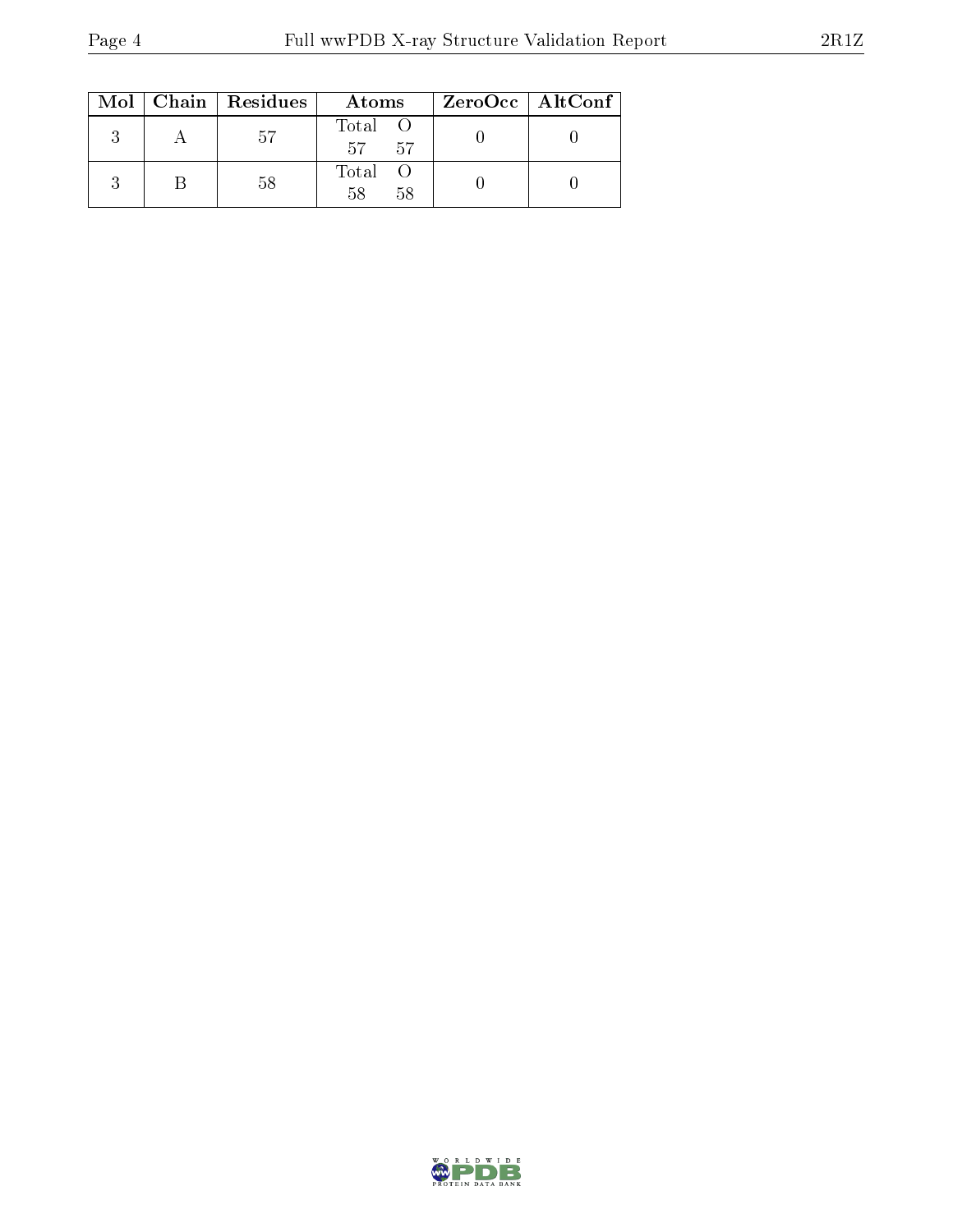| Mol | Chain | Residues | Atoms | | ZeroOcc | AltConf |
|---|---|---|---|---|---|---|
| 3 | A | 57 | Total<br>57 | O<br>57 | 0 | 0 |
| 3 | B | 58 | Total<br>58 | O<br>58 | 0 | 0 |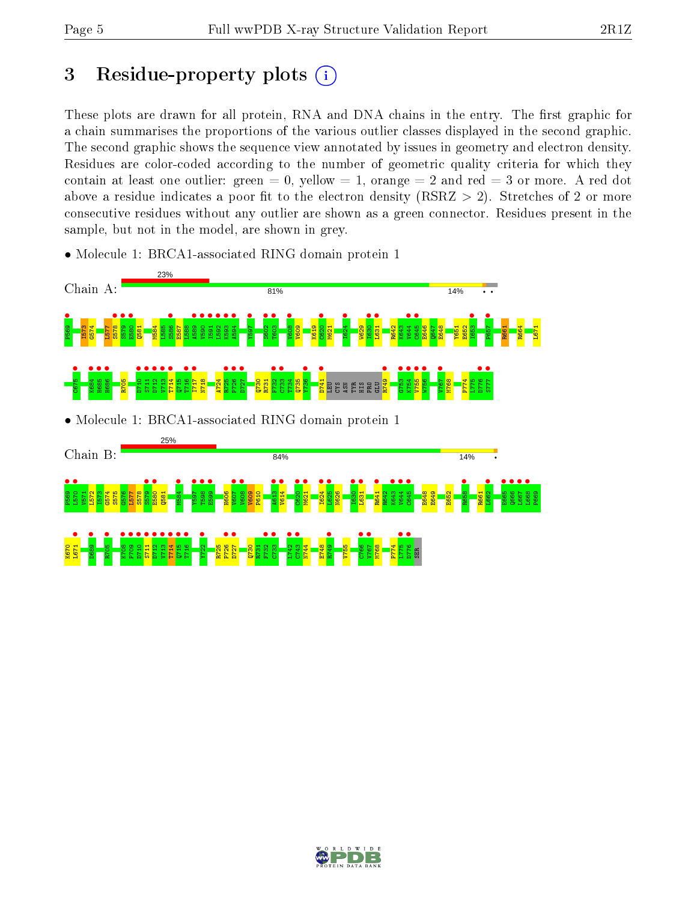# 3 Residue-property plots

These plots are drawn for all protein, RNA and DNA chains in the entry. The first graphic for a chain summarises the proportions of the various outlier classes displayed in the second graphic. The second graphic shows the sequence view annotated by issues in geometry and electron density. Residues are color-coded according to the number of geometric quality criteria for which they contain at least one outlier: green = 0, yellow = 1, orange = 2 and red = 3 or more. A red dot above a residue indicates a poor fit to the electron density (RSRZ > 2). Stretches of 2 or more consecutive residues without any outlier are shown as a green connector. Residues present in the sample, but not in the model, are shown in grey.

- Molecule 1: BRCA1-associated RING domain protein 1

Chain A: 23% | 81% | 14% | • •

P569 I573 G574 L577 S578 S579 E580 Q581 M584 L585 S586 E587 L588 A589 V590 L591 L592 K593 A594 Y597 S602 T603 V608 V609 K619 C620 M621 I624 W629 I630 L631 R642 K643 V644 C645 E646 Q647 E648 Y651 E652 I653 P657 R661 R664 L671 C675 K684 H685 H686 R705 D710 S711 D712 V713 T714 Q715 T716 I717 N718 A724 R725 P726 D727 Q730 R731 F732 C733 T734 Q735 V736 D741 LEU CYS ASN TYR HIS PRO GLU R749 G753 K754 V755 W756 V767 M768 P774 L775 D776 S777

- Molecule 1: BRCA1-associated RING domain protein 1

Chain B: 25% | 84% | 14% | •

P569 L570 V571 L572 I573 G574 S575 G576 L577 S578 S579 E580 Q581 M584 Y597 T598 E599 H606 V607 V608 V609 P610 A613 V614 C620 M621 I624 L625 N626 I630 L631 R641 R642 K643 V644 C645 E648 E649 E652 K658 R661 L662 E665 Q666 L667 L668 P669 K670 L671 D689 R705 K708 P709 D710 S711 D712 V713 T714 Q715 T716 Y722 R725 P726 D727 Q730 R731 F732 C733 L742 C743 N744 E748 R749 V755 C766 V767 M768 P774 L775 D776 SER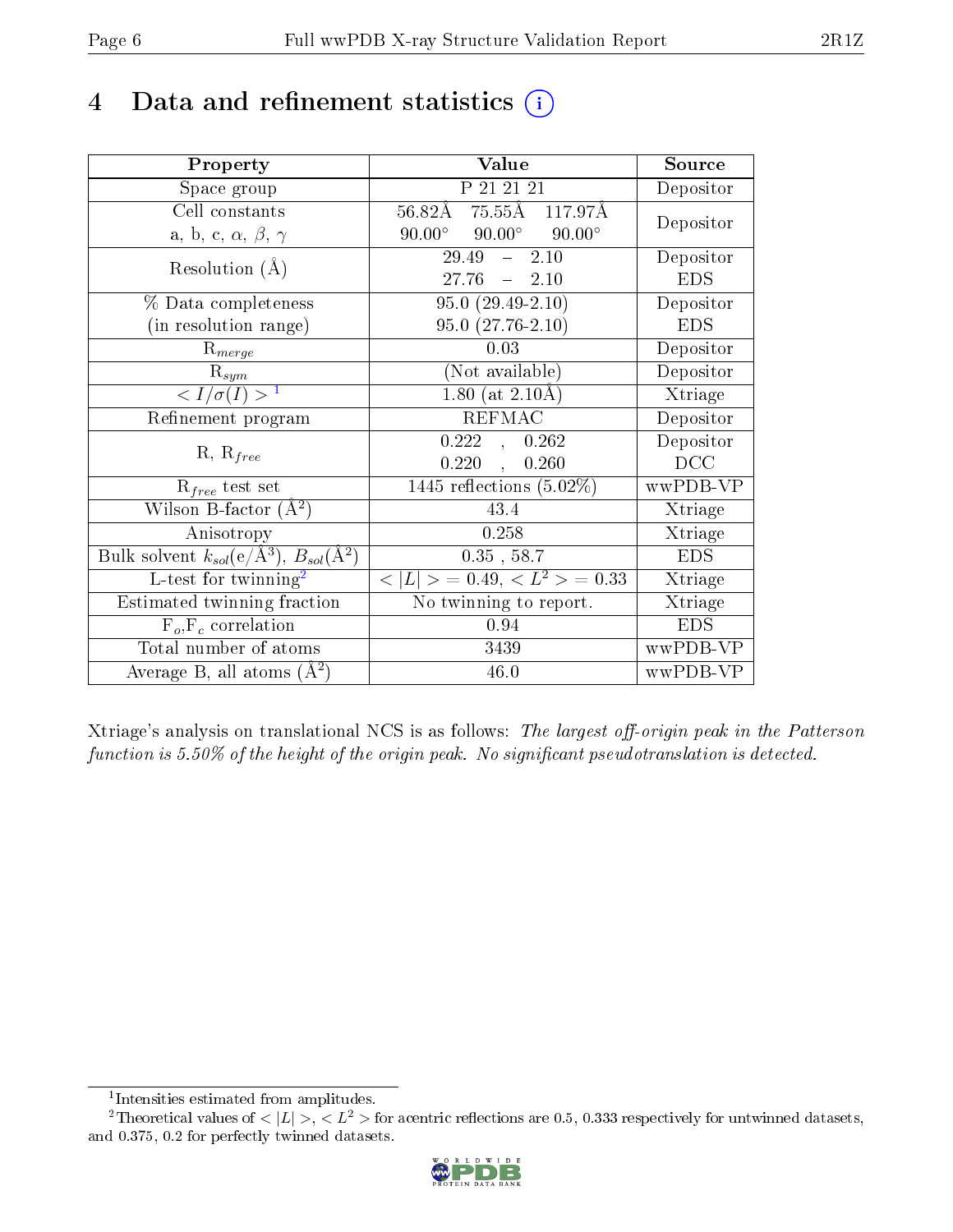# 4 Data and refinement statistics

| Property | Value | Source |
|---|---|---|
| Space group | P 21 21 21 | Depositor |
| Cell constants<br>a, b, c, $\alpha$, $\beta$, $\gamma$ | 56.82Å 75.55Å 117.97Å<br>90.00° 90.00° 90.00° | Depositor |
| Resolution (Å) | 29.49 – 2.10<br>27.76 – 2.10 | Depositor<br>EDS |
| % Data completeness<br>(in resolution range) | 95.0 (29.49-2.10)<br>95.0 (27.76-2.10) | Depositor<br>EDS |
| $R_{merge}$ | 0.03 | Depositor |
| $R_{sym}$ | (Not available) | Depositor |
| $< I/\sigma(I) >$ [1] | 1.80 (at 2.10Å) | Xtriage |
| Refinement program | REFMAC | Depositor |
| R, $R_{free}$ | 0.222 , 0.262<br>0.220 , 0.260 | Depositor<br>DCC |
| $R_{free}$ test set | 1445 reflections (5.02%) | wwPDB-VP |
| Wilson B-factor (Å$^2$) | 43.4 | Xtriage |
| Anisotropy | 0.258 | Xtriage |
| Bulk solvent $k_{sol}$(e/Å$^3$), $B_{sol}$(Å$^2$) | 0.35 , 58.7 | EDS |
| L-test for twinning[2] | $< \|L\| >$ = 0.49, $< L^2 >$ = 0.33 | Xtriage |
| Estimated twinning fraction | No twinning to report. | Xtriage |
| $F_o$,$F_c$ correlation | 0.94 | EDS |
| Total number of atoms | 3439 | wwPDB-VP |
| Average B, all atoms (Å$^2$) | 46.0 | wwPDB-VP |

Xtriage's analysis on translational NCS is as follows: *The largest off-origin peak in the Patterson function is 5.50% of the height of the origin peak. No significant pseudotranslation is detected.*

[1] Intensities estimated from amplitudes.

[2] Theoretical values of $< |L| >$, $< L^2 >$ for acentric reflections are 0.5, 0.333 respectively for untwinned datasets, and 0.375, 0.2 for perfectly twinned datasets.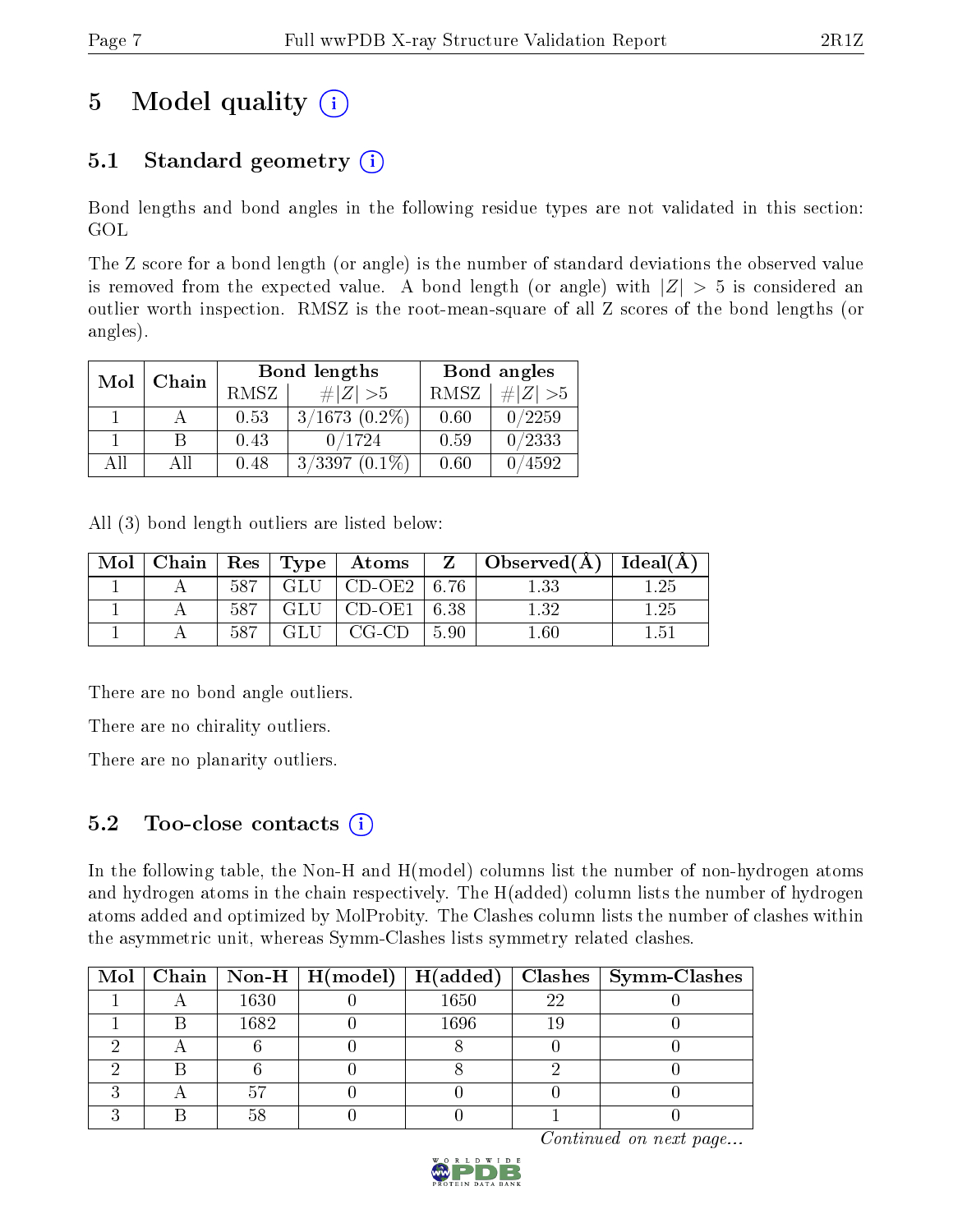# 5 Model quality (i)

## 5.1 Standard geometry (i)

Bond lengths and bond angles in the following residue types are not validated in this section: GOL

The Z score for a bond length (or angle) is the number of standard deviations the observed value is removed from the expected value. A bond length (or angle) with $|Z| > 5$ is considered an outlier worth inspection. RMSZ is the root-mean-square of all Z scores of the bond lengths (or angles).

| Mol | Chain | Bond lengths | | Bond angles | |
|---|---|---|---|---|---|
| | | RMSZ | #\|Z\| >5 | RMSZ | #\|Z\| >5 |
| 1 | A | 0.53 | 3/1673 (0.2%) | 0.60 | 0/2259 |
| 1 | B | 0.43 | 0/1724 | 0.59 | 0/2333 |
| All | All | 0.48 | 3/3397 (0.1%) | 0.60 | 0/4592 |

All (3) bond length outliers are listed below:

| Mol | Chain | Res | Type | Atoms | Z | Observed(Å) | Ideal(Å) |
|---|---|---|---|---|---|---|---|
| 1 | A | 587 | GLU | CD-OE2 | 6.76 | 1.33 | 1.25 |
| 1 | A | 587 | GLU | CD-OE1 | 6.38 | 1.32 | 1.25 |
| 1 | A | 587 | GLU | CG-CD | 5.90 | 1.60 | 1.51 |

There are no bond angle outliers.

There are no chirality outliers.

There are no planarity outliers.

## 5.2 Too-close contacts (i)

In the following table, the Non-H and H(model) columns list the number of non-hydrogen atoms and hydrogen atoms in the chain respectively. The H(added) column lists the number of hydrogen atoms added and optimized by MolProbity. The Clashes column lists the number of clashes within the asymmetric unit, whereas Symm-Clashes lists symmetry related clashes.

| Mol | Chain | Non-H | H(model) | H(added) | Clashes | Symm-Clashes |
|---|---|---|---|---|---|---|
| 1 | A | 1630 | 0 | 1650 | 22 | 0 |
| 1 | B | 1682 | 0 | 1696 | 19 | 0 |
| 2 | A | 6 | 0 | 8 | 0 | 0 |
| 2 | B | 6 | 0 | 8 | 2 | 0 |
| 3 | A | 57 | 0 | 0 | 0 | 0 |
| 3 | B | 58 | 0 | 0 | 1 | 0 |

*Continued on next page...*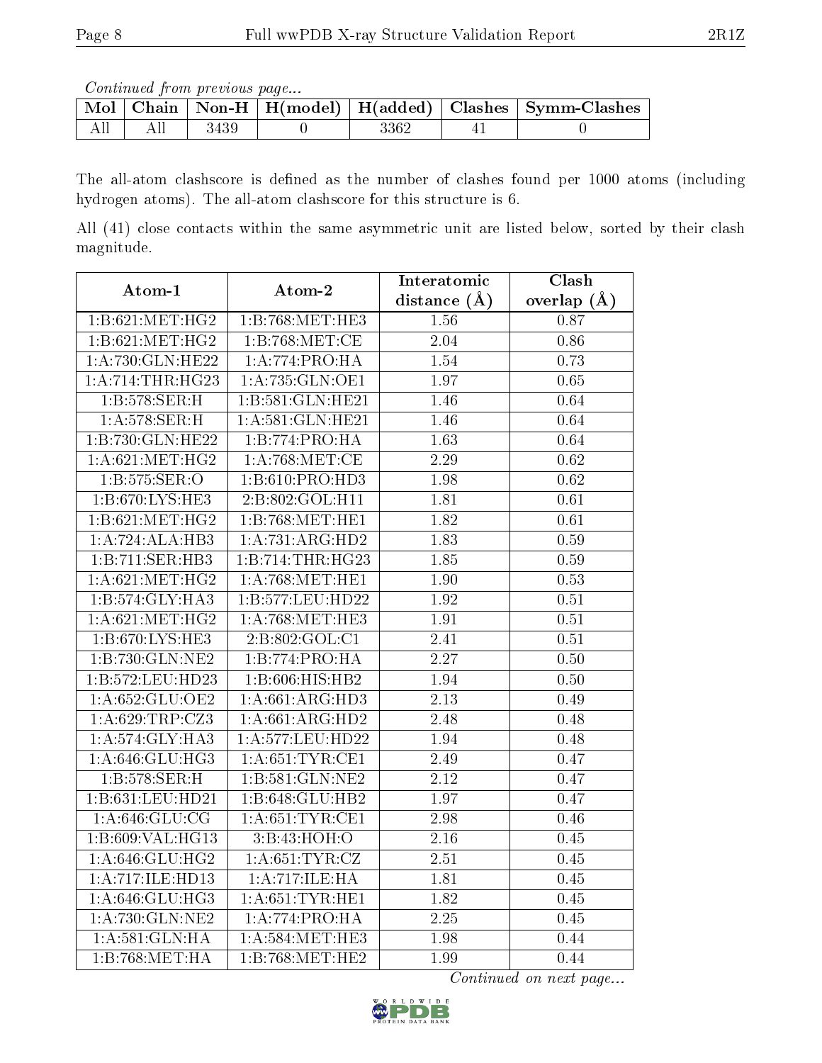*Continued from previous page...*

| Mol | Chain | Non-H | H(model) | H(added) | Clashes | Symm-Clashes |
|---|---|---|---|---|---|---|
| All | All | 3439 | 0 | 3362 | 41 | 0 |

The all-atom clashscore is defined as the number of clashes found per 1000 atoms (including hydrogen atoms). The all-atom clashscore for this structure is 6.

All (41) close contacts within the same asymmetric unit are listed below, sorted by their clash magnitude.

| Atom-1 | Atom-2 | Interatomic distance (Å) | Clash overlap (Å) |
|---|---|---|---|
| 1:B:621:MET:HG2 | 1:B:768:MET:HE3 | 1.56 | 0.87 |
| 1:B:621:MET:HG2 | 1:B:768:MET:CE | 2.04 | 0.86 |
| 1:A:730:GLN:HE22 | 1:A:774:PRO:HA | 1.54 | 0.73 |
| 1:A:714:THR:HG23 | 1:A:735:GLN:OE1 | 1.97 | 0.65 |
| 1:B:578:SER:H | 1:B:581:GLN:HE21 | 1.46 | 0.64 |
| 1:A:578:SER:H | 1:A:581:GLN:HE21 | 1.46 | 0.64 |
| 1:B:730:GLN:HE22 | 1:B:774:PRO:HA | 1.63 | 0.64 |
| 1:A:621:MET:HG2 | 1:A:768:MET:CE | 2.29 | 0.62 |
| 1:B:575:SER:O | 1:B:610:PRO:HD3 | 1.98 | 0.62 |
| 1:B:670:LYS:HE3 | 2:B:802:GOL:H11 | 1.81 | 0.61 |
| 1:B:621:MET:HG2 | 1:B:768:MET:HE1 | 1.82 | 0.61 |
| 1:A:724:ALA:HB3 | 1:A:731:ARG:HD2 | 1.83 | 0.59 |
| 1:B:711:SER:HB3 | 1:B:714:THR:HG23 | 1.85 | 0.59 |
| 1:A:621:MET:HG2 | 1:A:768:MET:HE1 | 1.90 | 0.53 |
| 1:B:574:GLY:HA3 | 1:B:577:LEU:HD22 | 1.92 | 0.51 |
| 1:A:621:MET:HG2 | 1:A:768:MET:HE3 | 1.91 | 0.51 |
| 1:B:670:LYS:HE3 | 2:B:802:GOL:C1 | 2.41 | 0.51 |
| 1:B:730:GLN:NE2 | 1:B:774:PRO:HA | 2.27 | 0.50 |
| 1:B:572:LEU:HD23 | 1:B:606:HIS:HB2 | 1.94 | 0.50 |
| 1:A:652:GLU:OE2 | 1:A:661:ARG:HD3 | 2.13 | 0.49 |
| 1:A:629:TRP:CZ3 | 1:A:661:ARG:HD2 | 2.48 | 0.48 |
| 1:A:574:GLY:HA3 | 1:A:577:LEU:HD22 | 1.94 | 0.48 |
| 1:A:646:GLU:HG3 | 1:A:651:TYR:CE1 | 2.49 | 0.47 |
| 1:B:578:SER:H | 1:B:581:GLN:NE2 | 2.12 | 0.47 |
| 1:B:631:LEU:HD21 | 1:B:648:GLU:HB2 | 1.97 | 0.47 |
| 1:A:646:GLU:CG | 1:A:651:TYR:CE1 | 2.98 | 0.46 |
| 1:B:609:VAL:HG13 | 3:B:43:HOH:O | 2.16 | 0.45 |
| 1:A:646:GLU:HG2 | 1:A:651:TYR:CZ | 2.51 | 0.45 |
| 1:A:717:ILE:HD13 | 1:A:717:ILE:HA | 1.81 | 0.45 |
| 1:A:646:GLU:HG3 | 1:A:651:TYR:HE1 | 1.82 | 0.45 |
| 1:A:730:GLN:NE2 | 1:A:774:PRO:HA | 2.25 | 0.45 |
| 1:A:581:GLN:HA | 1:A:584:MET:HE3 | 1.98 | 0.44 |
| 1:B:768:MET:HA | 1:B:768:MET:HE2 | 1.99 | 0.44 |

*Continued on next page...*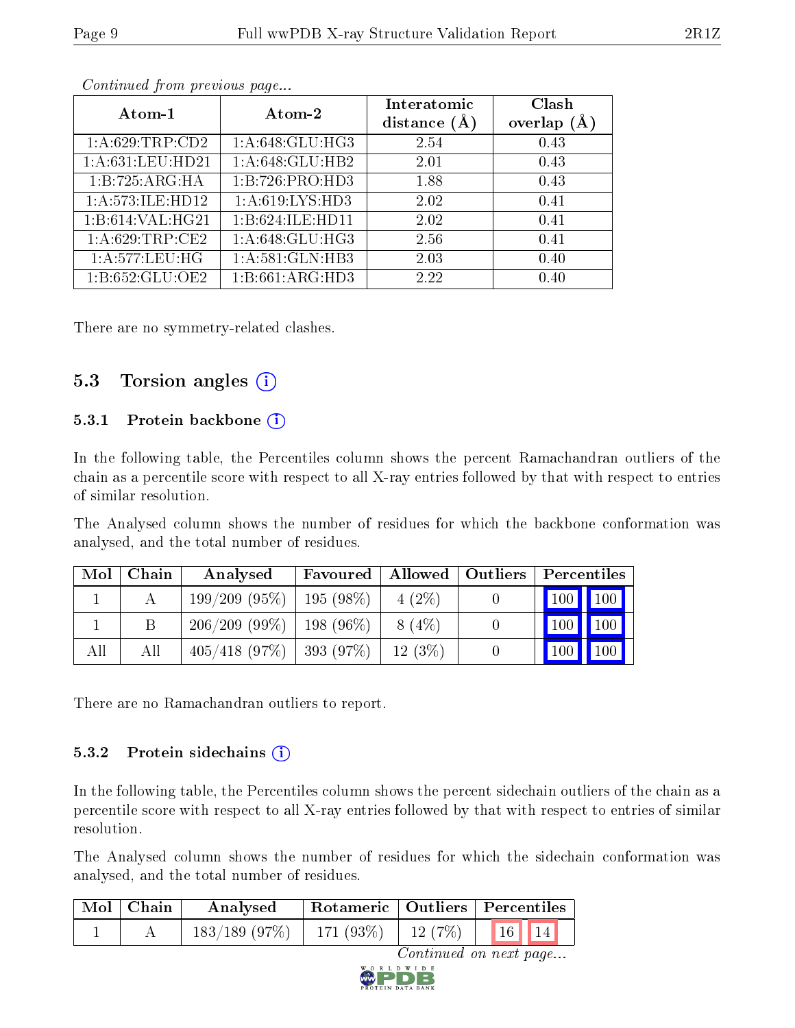*Continued from previous page...*

| Atom-1 | Atom-2 | Interatomic distance (Å) | Clash overlap (Å) |
|---|---|---|---|
| 1:A:629:TRP:CD2 | 1:A:648:GLU:HG3 | 2.54 | 0.43 |
| 1:A:631:LEU:HD21 | 1:A:648:GLU:HB2 | 2.01 | 0.43 |
| 1:B:725:ARG:HA | 1:B:726:PRO:HD3 | 1.88 | 0.43 |
| 1:A:573:ILE:HD12 | 1:A:619:LYS:HD3 | 2.02 | 0.41 |
| 1:B:614:VAL:HG21 | 1:B:624:ILE:HD11 | 2.02 | 0.41 |
| 1:A:629:TRP:CE2 | 1:A:648:GLU:HG3 | 2.56 | 0.41 |
| 1:A:577:LEU:HG | 1:A:581:GLN:HB3 | 2.03 | 0.40 |
| 1:B:652:GLU:OE2 | 1:B:661:ARG:HD3 | 2.22 | 0.40 |

There are no symmetry-related clashes.

## 5.3 Torsion angles

### 5.3.1 Protein backbone

In the following table, the Percentiles column shows the percent Ramachandran outliers of the chain as a percentile score with respect to all X-ray entries followed by that with respect to entries of similar resolution.

The Analysed column shows the number of residues for which the backbone conformation was analysed, and the total number of residues.

| Mol | Chain | Analysed | Favoured | Allowed | Outliers | Percentiles | |
|---|---|---|---|---|---|---|---|
| 1 | A | 199/209 (95%) | 195 (98%) | 4 (2%) | 0 | 100 | 100 |
| 1 | B | 206/209 (99%) | 198 (96%) | 8 (4%) | 0 | 100 | 100 |
| All | All | 405/418 (97%) | 393 (97%) | 12 (3%) | 0 | 100 | 100 |

There are no Ramachandran outliers to report.

### 5.3.2 Protein sidechains

In the following table, the Percentiles column shows the percent sidechain outliers of the chain as a percentile score with respect to all X-ray entries followed by that with respect to entries of similar resolution.

The Analysed column shows the number of residues for which the sidechain conformation was analysed, and the total number of residues.

| Mol | Chain | Analysed | Rotameric | Outliers | Percentiles | |
|---|---|---|---|---|---|---|
| 1 | A | 183/189 (97%) | 171 (93%) | 12 (7%) | 16 | 14 |

*Continued on next page...*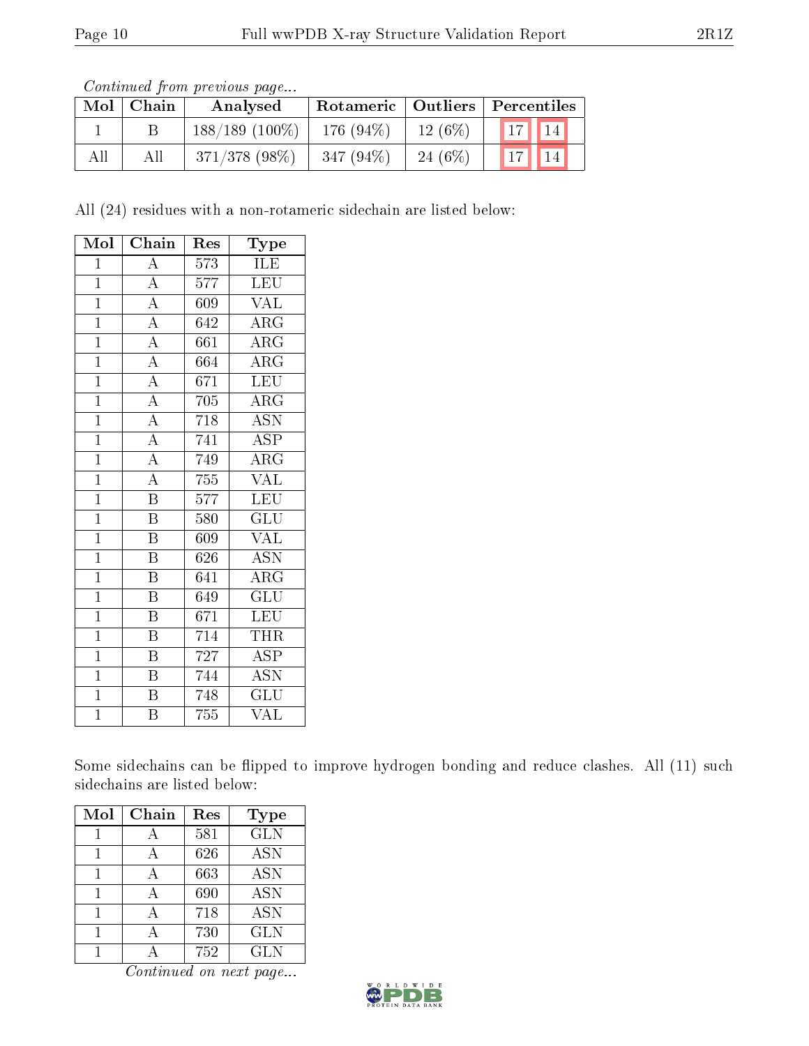*Continued from previous page...*

| Mol | Chain | Analysed | Rotameric | Outliers | Percentiles | |
|---|---|---|---|---|---|---|
| 1 | B | 188/189 (100%) | 176 (94%) | 12 (6%) | 17 | 14 |
| All | All | 371/378 (98%) | 347 (94%) | 24 (6%) | 17 | 14 |

All (24) residues with a non-rotameric sidechain are listed below:

| Mol | Chain | Res | Type |
|---|---|---|---|
| 1 | A | 573 | ILE |
| 1 | A | 577 | LEU |
| 1 | A | 609 | VAL |
| 1 | A | 642 | ARG |
| 1 | A | 661 | ARG |
| 1 | A | 664 | ARG |
| 1 | A | 671 | LEU |
| 1 | A | 705 | ARG |
| 1 | A | 718 | ASN |
| 1 | A | 741 | ASP |
| 1 | A | 749 | ARG |
| 1 | A | 755 | VAL |
| 1 | B | 577 | LEU |
| 1 | B | 580 | GLU |
| 1 | B | 609 | VAL |
| 1 | B | 626 | ASN |
| 1 | B | 641 | ARG |
| 1 | B | 649 | GLU |
| 1 | B | 671 | LEU |
| 1 | B | 714 | THR |
| 1 | B | 727 | ASP |
| 1 | B | 744 | ASN |
| 1 | B | 748 | GLU |
| 1 | B | 755 | VAL |

Some sidechains can be flipped to improve hydrogen bonding and reduce clashes. All (11) such sidechains are listed below:

| Mol | Chain | Res | Type |
|---|---|---|---|
| 1 | A | 581 | GLN |
| 1 | A | 626 | ASN |
| 1 | A | 663 | ASN |
| 1 | A | 690 | ASN |
| 1 | A | 718 | ASN |
| 1 | A | 730 | GLN |
| 1 | A | 752 | GLN |

*Continued on next page...*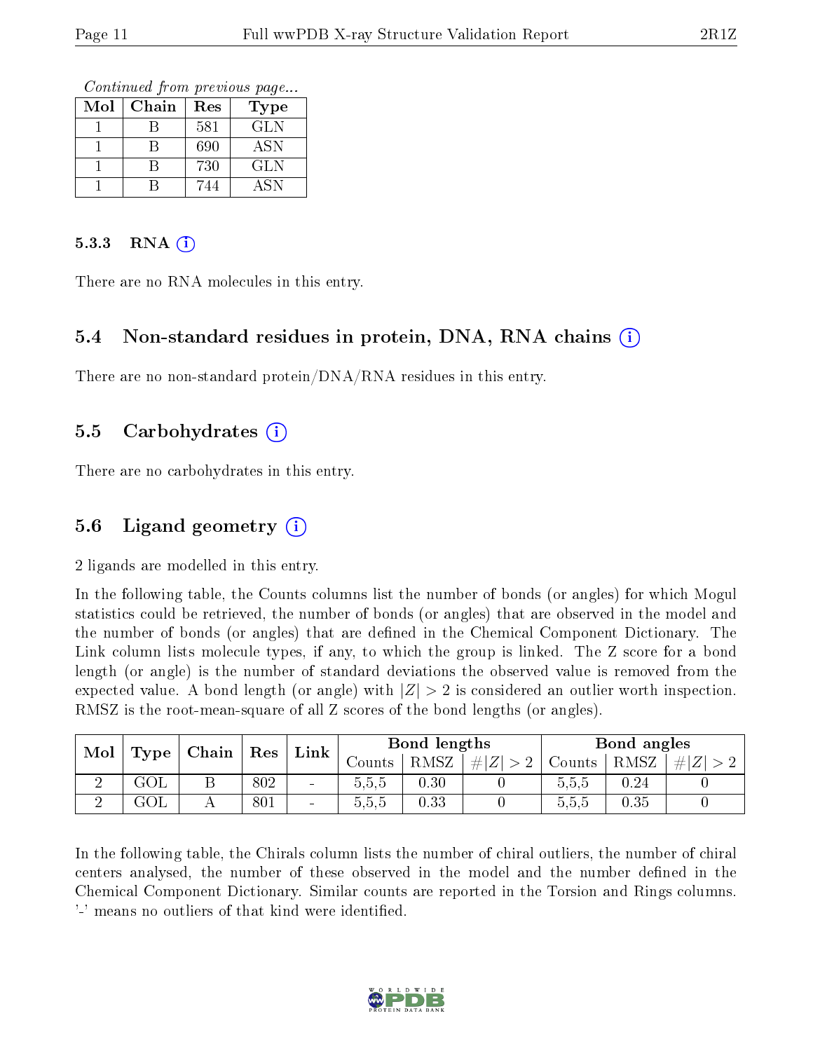*Continued from previous page...*

| Mol | Chain | Res | Type |
|---|---|---|---|
| 1 | B | 581 | GLN |
| 1 | B | 690 | ASN |
| 1 | B | 730 | GLN |
| 1 | B | 744 | ASN |

#### 5.3.3 RNA (i)

There are no RNA molecules in this entry.

### 5.4 Non-standard residues in protein, DNA, RNA chains (i)

There are no non-standard protein/DNA/RNA residues in this entry.

### 5.5 Carbohydrates (i)

There are no carbohydrates in this entry.

### 5.6 Ligand geometry (i)

2 ligands are modelled in this entry.

In the following table, the Counts columns list the number of bonds (or angles) for which Mogul statistics could be retrieved, the number of bonds (or angles) that are observed in the model and the number of bonds (or angles) that are defined in the Chemical Component Dictionary. The Link column lists molecule types, if any, to which the group is linked. The Z score for a bond length (or angle) is the number of standard deviations the observed value is removed from the expected value. A bond length (or angle) with $|Z| > 2$ is considered an outlier worth inspection. RMSZ is the root-mean-square of all Z scores of the bond lengths (or angles).

| Mol | Type | Chain | Res | Link | Bond lengths | | | Bond angles | | |
|---|---|---|---|---|---|---|---|---|---|---|
| | | | | | Counts | RMSZ | $\#\lvert Z\rvert > 2$ | Counts | RMSZ | $\#\lvert Z\rvert > 2$ |
| 2 | GOL | B | 802 | - | 5,5,5 | 0.30 | 0 | 5,5,5 | 0.24 | 0 |
| 2 | GOL | A | 801 | - | 5,5,5 | 0.33 | 0 | 5,5,5 | 0.35 | 0 |

In the following table, the Chirals column lists the number of chiral outliers, the number of chiral centers analysed, the number of these observed in the model and the number defined in the Chemical Component Dictionary. Similar counts are reported in the Torsion and Rings columns. '-' means no outliers of that kind were identified.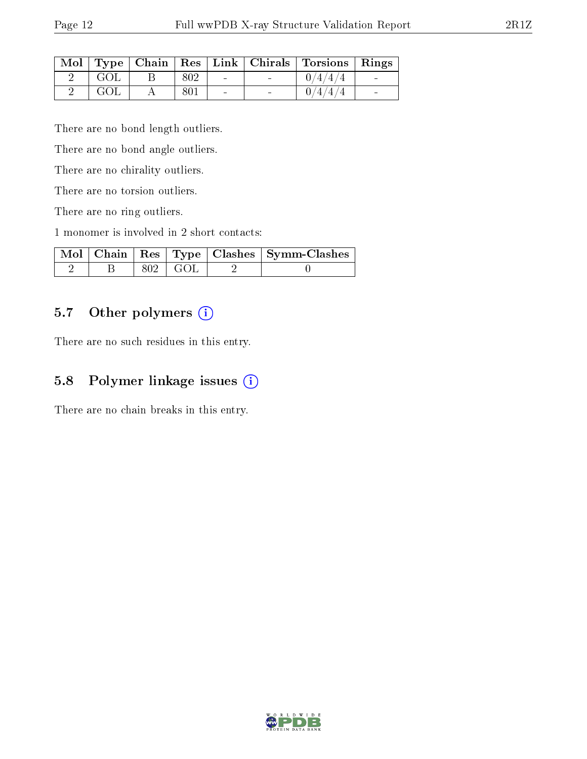| Mol | Type | Chain | Res | Link | Chirals | Torsions | Rings |
|---|---|---|---|---|---|---|---|
| 2 | GOL | B | 802 | - | - | 0/4/4/4 | - |
| 2 | GOL | A | 801 | - | - | 0/4/4/4 | - |

There are no bond length outliers.

There are no bond angle outliers.

There are no chirality outliers.

There are no torsion outliers.

There are no ring outliers.

1 monomer is involved in 2 short contacts:

| Mol | Chain | Res | Type | Clashes | Symm-Clashes |
|---|---|---|---|---|---|
| 2 | B | 802 | GOL | 2 | 0 |

## 5.7 Other polymers

There are no such residues in this entry.

## 5.8 Polymer linkage issues

There are no chain breaks in this entry.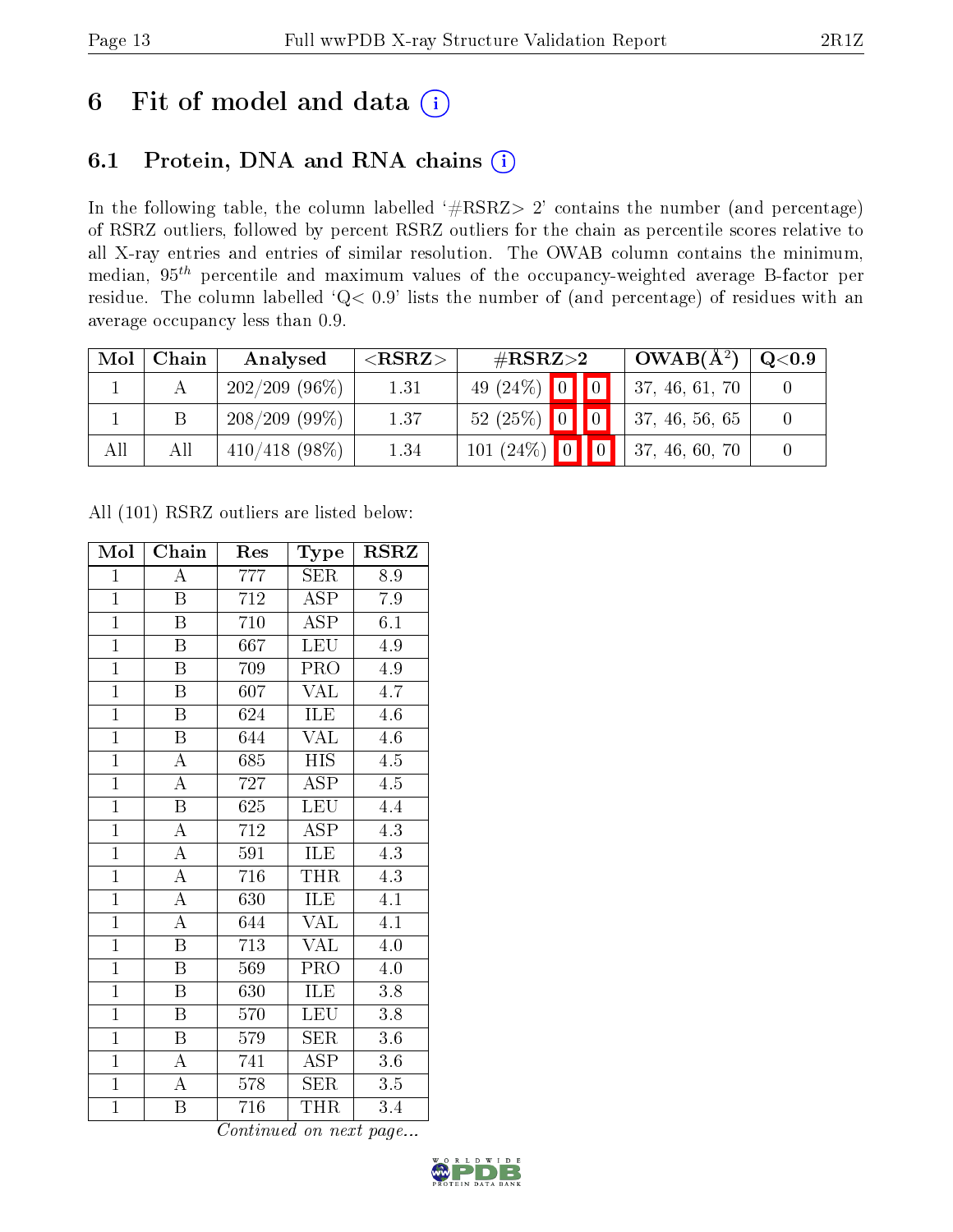# 6 Fit of model and data

## 6.1 Protein, DNA and RNA chains

In the following table, the column labelled '#RSRZ> 2' contains the number (and percentage) of RSRZ outliers, followed by percent RSRZ outliers for the chain as percentile scores relative to all X-ray entries and entries of similar resolution. The OWAB column contains the minimum, median, $95^{th}$ percentile and maximum values of the occupancy-weighted average B-factor per residue. The column labelled 'Q< 0.9' lists the number of (and percentage) of residues with an average occupancy less than 0.9.

| Mol | Chain | Analysed | <RSRZ> | #RSRZ>2 | OWAB(Å$^2$) | Q<0.9 |
|---|---|---|---|---|---|---|
| 1 | A | 202/209 (96%) | 1.31 | 49 (24%) 0 0 | 37, 46, 61, 70 | 0 |
| 1 | B | 208/209 (99%) | 1.37 | 52 (25%) 0 0 | 37, 46, 56, 65 | 0 |
| All | All | 410/418 (98%) | 1.34 | 101 (24%) 0 0 | 37, 46, 60, 70 | 0 |

All (101) RSRZ outliers are listed below:

| Mol | Chain | Res | Type | RSRZ |
|---|---|---|---|---|
| 1 | A | 777 | SER | 8.9 |
| 1 | B | 712 | ASP | 7.9 |
| 1 | B | 710 | ASP | 6.1 |
| 1 | B | 667 | LEU | 4.9 |
| 1 | B | 709 | PRO | 4.9 |
| 1 | B | 607 | VAL | 4.7 |
| 1 | B | 624 | ILE | 4.6 |
| 1 | B | 644 | VAL | 4.6 |
| 1 | A | 685 | HIS | 4.5 |
| 1 | A | 727 | ASP | 4.5 |
| 1 | B | 625 | LEU | 4.4 |
| 1 | A | 712 | ASP | 4.3 |
| 1 | A | 591 | ILE | 4.3 |
| 1 | A | 716 | THR | 4.3 |
| 1 | A | 630 | ILE | 4.1 |
| 1 | A | 644 | VAL | 4.1 |
| 1 | B | 713 | VAL | 4.0 |
| 1 | B | 569 | PRO | 4.0 |
| 1 | B | 630 | ILE | 3.8 |
| 1 | B | 570 | LEU | 3.8 |
| 1 | B | 579 | SER | 3.6 |
| 1 | A | 741 | ASP | 3.6 |
| 1 | A | 578 | SER | 3.5 |
| 1 | B | 716 | THR | 3.4 |

*Continued on next page...*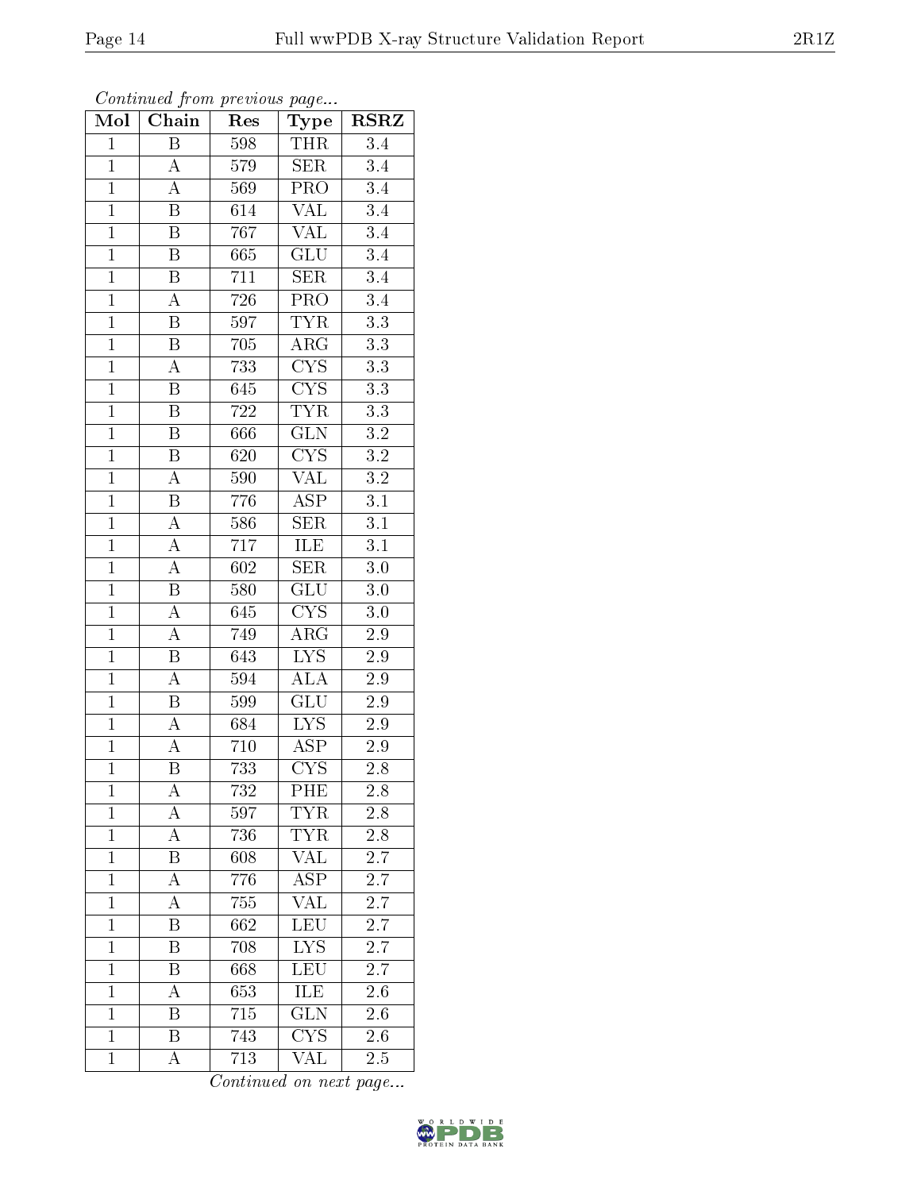*Continued from previous page...*

| Mol | Chain | Res | Type | RSRZ |
|---|---|---|---|---|
| 1 | B | 598 | THR | 3.4 |
| 1 | A | 579 | SER | 3.4 |
| 1 | A | 569 | PRO | 3.4 |
| 1 | B | 614 | VAL | 3.4 |
| 1 | B | 767 | VAL | 3.4 |
| 1 | B | 665 | GLU | 3.4 |
| 1 | B | 711 | SER | 3.4 |
| 1 | A | 726 | PRO | 3.4 |
| 1 | B | 597 | TYR | 3.3 |
| 1 | B | 705 | ARG | 3.3 |
| 1 | A | 733 | CYS | 3.3 |
| 1 | B | 645 | CYS | 3.3 |
| 1 | B | 722 | TYR | 3.3 |
| 1 | B | 666 | GLN | 3.2 |
| 1 | B | 620 | CYS | 3.2 |
| 1 | A | 590 | VAL | 3.2 |
| 1 | B | 776 | ASP | 3.1 |
| 1 | A | 586 | SER | 3.1 |
| 1 | A | 717 | ILE | 3.1 |
| 1 | A | 602 | SER | 3.0 |
| 1 | B | 580 | GLU | 3.0 |
| 1 | A | 645 | CYS | 3.0 |
| 1 | A | 749 | ARG | 2.9 |
| 1 | B | 643 | LYS | 2.9 |
| 1 | A | 594 | ALA | 2.9 |
| 1 | B | 599 | GLU | 2.9 |
| 1 | A | 684 | LYS | 2.9 |
| 1 | A | 710 | ASP | 2.9 |
| 1 | B | 733 | CYS | 2.8 |
| 1 | A | 732 | PHE | 2.8 |
| 1 | A | 597 | TYR | 2.8 |
| 1 | A | 736 | TYR | 2.8 |
| 1 | B | 608 | VAL | 2.7 |
| 1 | A | 776 | ASP | 2.7 |
| 1 | A | 755 | VAL | 2.7 |
| 1 | B | 662 | LEU | 2.7 |
| 1 | B | 708 | LYS | 2.7 |
| 1 | B | 668 | LEU | 2.7 |
| 1 | A | 653 | ILE | 2.6 |
| 1 | B | 715 | GLN | 2.6 |
| 1 | B | 743 | CYS | 2.6 |
| 1 | A | 713 | VAL | 2.5 |

*Continued on next page...*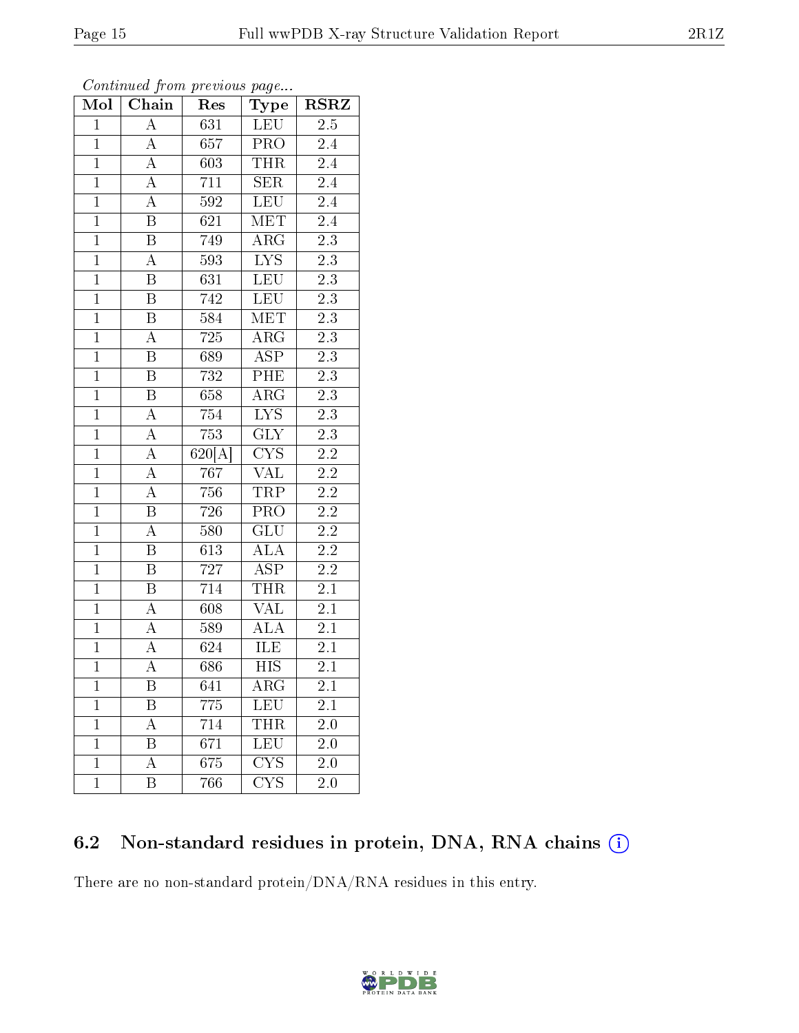*Continued from previous page...*

| Mol | Chain | Res | Type | RSRZ |
|---|---|---|---|---|
| 1 | A | 631 | LEU | 2.5 |
| 1 | A | 657 | PRO | 2.4 |
| 1 | A | 603 | THR | 2.4 |
| 1 | A | 711 | SER | 2.4 |
| 1 | A | 592 | LEU | 2.4 |
| 1 | B | 621 | MET | 2.4 |
| 1 | B | 749 | ARG | 2.3 |
| 1 | A | 593 | LYS | 2.3 |
| 1 | B | 631 | LEU | 2.3 |
| 1 | B | 742 | LEU | 2.3 |
| 1 | B | 584 | MET | 2.3 |
| 1 | A | 725 | ARG | 2.3 |
| 1 | B | 689 | ASP | 2.3 |
| 1 | B | 732 | PHE | 2.3 |
| 1 | B | 658 | ARG | 2.3 |
| 1 | A | 754 | LYS | 2.3 |
| 1 | A | 753 | GLY | 2.3 |
| 1 | A | 620[A] | CYS | 2.2 |
| 1 | A | 767 | VAL | 2.2 |
| 1 | A | 756 | TRP | 2.2 |
| 1 | B | 726 | PRO | 2.2 |
| 1 | A | 580 | GLU | 2.2 |
| 1 | B | 613 | ALA | 2.2 |
| 1 | B | 727 | ASP | 2.2 |
| 1 | B | 714 | THR | 2.1 |
| 1 | A | 608 | VAL | 2.1 |
| 1 | A | 589 | ALA | 2.1 |
| 1 | A | 624 | ILE | 2.1 |
| 1 | A | 686 | HIS | 2.1 |
| 1 | B | 641 | ARG | 2.1 |
| 1 | B | 775 | LEU | 2.1 |
| 1 | A | 714 | THR | 2.0 |
| 1 | B | 671 | LEU | 2.0 |
| 1 | A | 675 | CYS | 2.0 |
| 1 | B | 766 | CYS | 2.0 |

### 6.2 Non-standard residues in protein, DNA, RNA chains

There are no non-standard protein/DNA/RNA residues in this entry.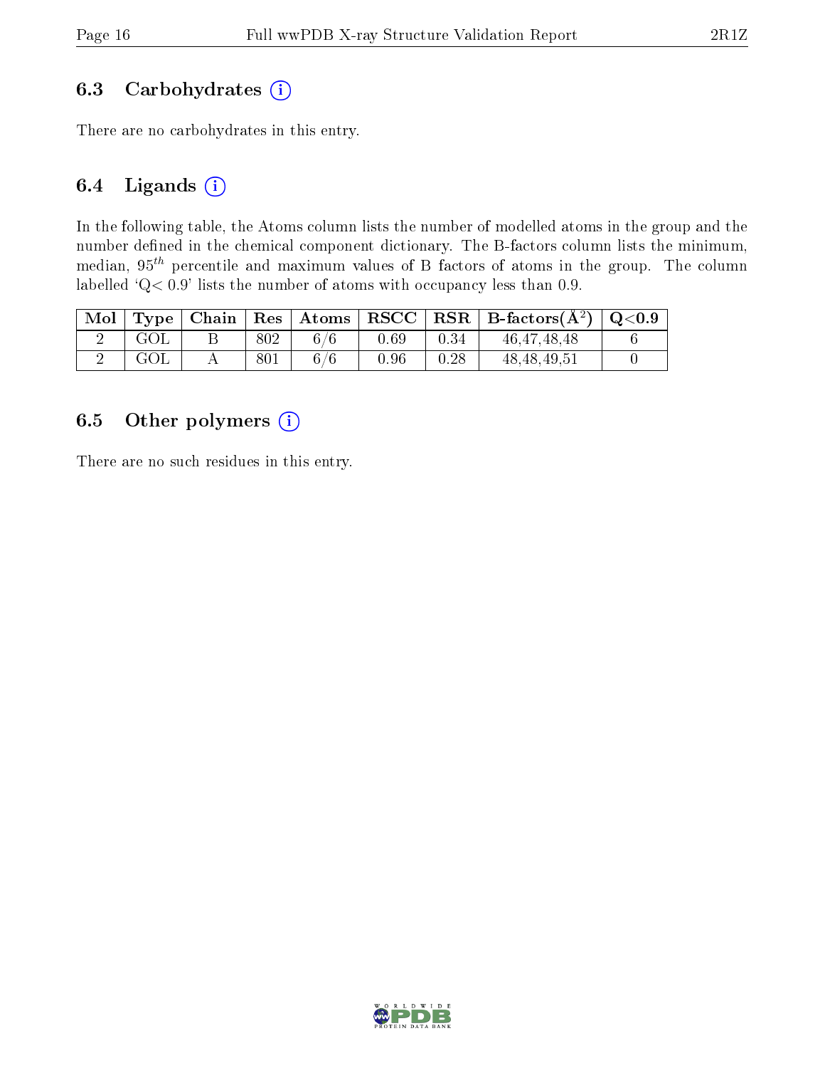### 6.3 Carbohydrates (i)

There are no carbohydrates in this entry.

### 6.4 Ligands (i)

In the following table, the Atoms column lists the number of modelled atoms in the group and the number defined in the chemical component dictionary. The B-factors column lists the minimum, median, $95^{th}$ percentile and maximum values of B factors of atoms in the group. The column labelled 'Q< 0.9' lists the number of atoms with occupancy less than 0.9.

| Mol | Type | Chain | Res | Atoms | RSCC | RSR | B-factors($Å^2$) | Q<0.9 |
|---|---|---|---|---|---|---|---|---|
| 2 | GOL | B | 802 | 6/6 | 0.69 | 0.34 | 46,47,48,48 | 6 |
| 2 | GOL | A | 801 | 6/6 | 0.96 | 0.28 | 48,48,49,51 | 0 |

### 6.5 Other polymers (i)

There are no such residues in this entry.